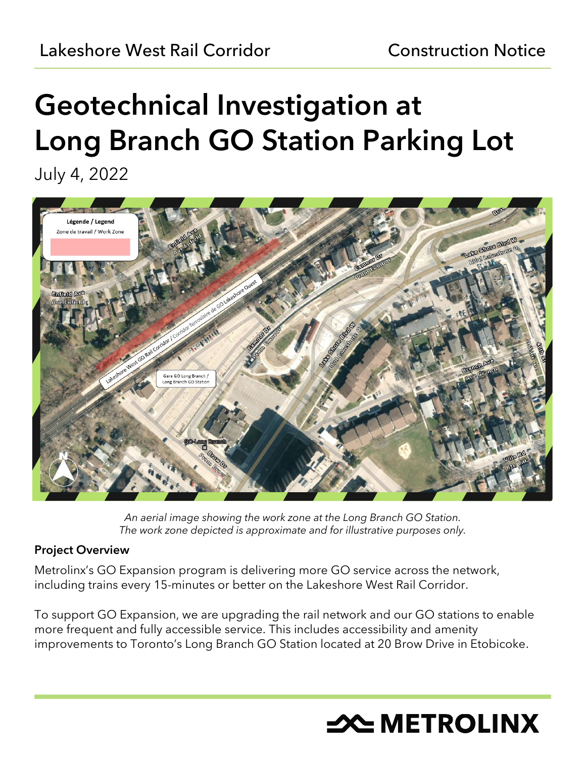Lakeshore West Rail Corridor — Construction Notice

# Geotechnical Investigation at Long Branch GO Station Parking Lot

July 4, 2022

*An aerial image showing the work zone at the Long Branch GO Station. The work zone depicted is approximate and for illustrative purposes only.*

**Project Overview**

Metrolinx's GO Expansion program is delivering more GO service across the network, including trains every 15-minutes or better on the Lakeshore West Rail Corridor.

To support GO Expansion, we are upgrading the rail network and our GO stations to enable more frequent and fully accessible service. This includes accessibility and amenity improvements to Toronto's Long Branch GO Station located at 20 Brow Drive in Etobicoke.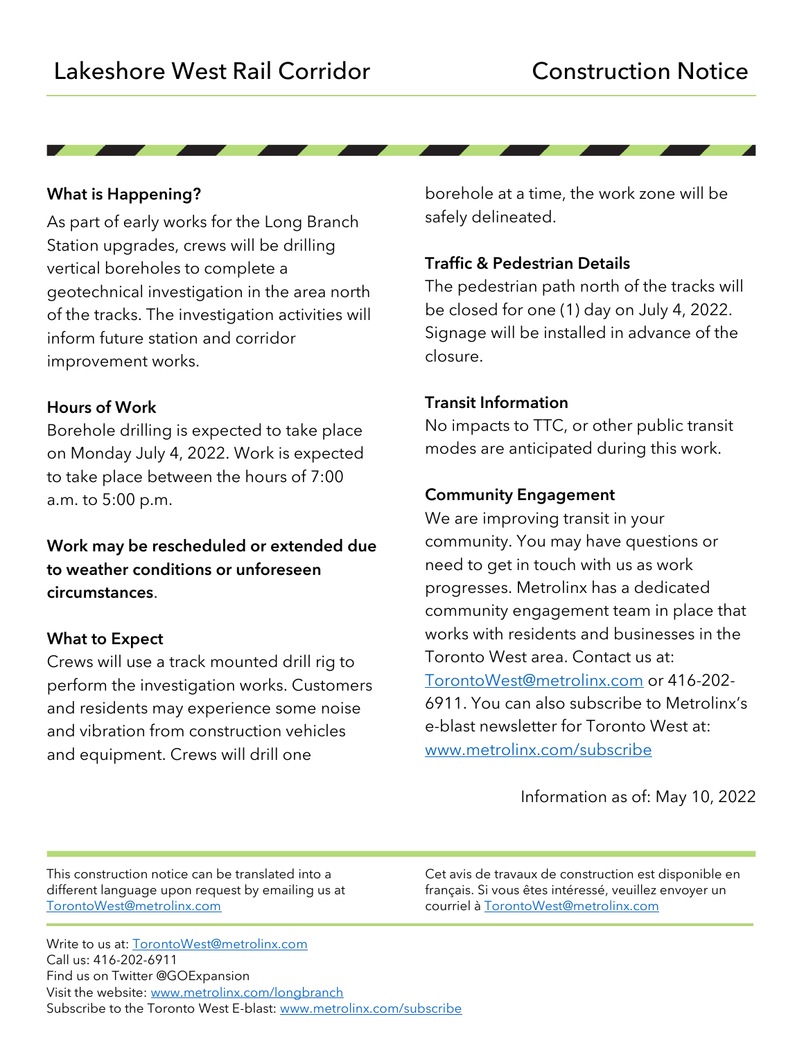# Lakeshore West Rail Corridor

# Construction Notice

### What is Happening?

As part of early works for the Long Branch Station upgrades, crews will be drilling vertical boreholes to complete a geotechnical investigation in the area north of the tracks. The investigation activities will inform future station and corridor improvement works.

### Hours of Work

Borehole drilling is expected to take place on Monday July 4, 2022. Work is expected to take place between the hours of 7:00 a.m. to 5:00 p.m.

**Work may be rescheduled or extended due to weather conditions or unforeseen circumstances**.

### What to Expect

Crews will use a track mounted drill rig to perform the investigation works. Customers and residents may experience some noise and vibration from construction vehicles and equipment. Crews will drill one borehole at a time, the work zone will be safely delineated.

### Traffic & Pedestrian Details

The pedestrian path north of the tracks will be closed for one (1) day on July 4, 2022. Signage will be installed in advance of the closure.

### Transit Information

No impacts to TTC, or other public transit modes are anticipated during this work.

### Community Engagement

We are improving transit in your community. You may have questions or need to get in touch with us as work progresses. Metrolinx has a dedicated community engagement team in place that works with residents and businesses in the Toronto West area. Contact us at: TorontoWest@metrolinx.com or 416-202-6911. You can also subscribe to Metrolinx's e-blast newsletter for Toronto West at: www.metrolinx.com/subscribe

Information as of: May 10, 2022

This construction notice can be translated into a different language upon request by emailing us at TorontoWest@metrolinx.com

Cet avis de travaux de construction est disponible en français. Si vous êtes intéressé, veuillez envoyer un courriel à TorontoWest@metrolinx.com

Write to us at: TorontoWest@metrolinx.com
Call us: 416-202-6911
Find us on Twitter @GOExpansion
Visit the website: www.metrolinx.com/longbranch
Subscribe to the Toronto West E-blast: www.metrolinx.com/subscribe